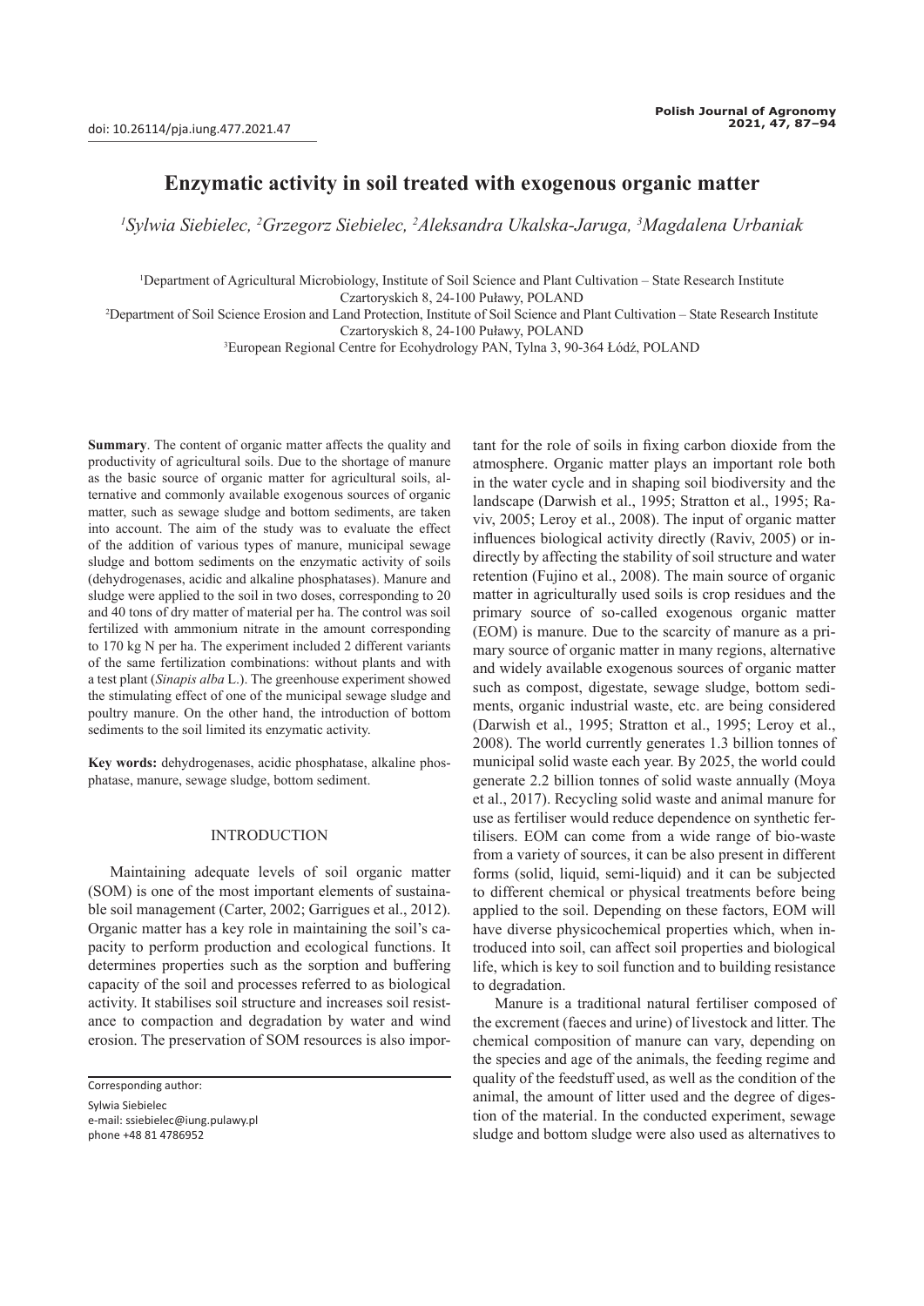doi: 10.26114/pja.iung.477.2021.47

# Enzymatic activity in soil treated with exogenous organic matter

*[1]Sylwia Siebielec, [2]Grzegorz Siebielec, [2]Aleksandra Ukalska-Jaruga, [3]Magdalena Urbaniak*

[1]Department of Agricultural Microbiology, Institute of Soil Science and Plant Cultivation – State Research Institute Czartoryskich 8, 24-100 Puławy, POLAND

[2]Department of Soil Science Erosion and Land Protection, Institute of Soil Science and Plant Cultivation – State Research Institute Czartoryskich 8, 24-100 Puławy, POLAND

[3]European Regional Centre for Ecohydrology PAN, Tylna 3, 90-364 Łódź, POLAND

**Summary**. The content of organic matter affects the quality and productivity of agricultural soils. Due to the shortage of manure as the basic source of organic matter for agricultural soils, alternative and commonly available exogenous sources of organic matter, such as sewage sludge and bottom sediments, are taken into account. The aim of the study was to evaluate the effect of the addition of various types of manure, municipal sewage sludge and bottom sediments on the enzymatic activity of soils (dehydrogenases, acidic and alkaline phosphatases). Manure and sludge were applied to the soil in two doses, corresponding to 20 and 40 tons of dry matter of material per ha. The control was soil fertilized with ammonium nitrate in the amount corresponding to 170 kg N per ha. The experiment included 2 different variants of the same fertilization combinations: without plants and with a test plant (*Sinapis alba* L.). The greenhouse experiment showed the stimulating effect of one of the municipal sewage sludge and poultry manure. On the other hand, the introduction of bottom sediments to the soil limited its enzymatic activity.

**Key words:** dehydrogenases, acidic phosphatase, alkaline phosphatase, manure, sewage sludge, bottom sediment.

## INTRODUCTION

Maintaining adequate levels of soil organic matter (SOM) is one of the most important elements of sustainable soil management (Carter, 2002; Garrigues et al., 2012). Organic matter has a key role in maintaining the soil's capacity to perform production and ecological functions. It determines properties such as the sorption and buffering capacity of the soil and processes referred to as biological activity. It stabilises soil structure and increases soil resistance to compaction and degradation by water and wind erosion. The preservation of SOM resources is also important for the role of soils in fixing carbon dioxide from the atmosphere. Organic matter plays an important role both in the water cycle and in shaping soil biodiversity and the landscape (Darwish et al., 1995; Stratton et al., 1995; Raviv, 2005; Leroy et al., 2008). The input of organic matter influences biological activity directly (Raviv, 2005) or indirectly by affecting the stability of soil structure and water retention (Fujino et al., 2008). The main source of organic matter in agriculturally used soils is crop residues and the primary source of so-called exogenous organic matter (EOM) is manure. Due to the scarcity of manure as a primary source of organic matter in many regions, alternative and widely available exogenous sources of organic matter such as compost, digestate, sewage sludge, bottom sediments, organic industrial waste, etc. are being considered (Darwish et al., 1995; Stratton et al., 1995; Leroy et al., 2008). The world currently generates 1.3 billion tonnes of municipal solid waste each year. By 2025, the world could generate 2.2 billion tonnes of solid waste annually (Moya et al., 2017). Recycling solid waste and animal manure for use as fertiliser would reduce dependence on synthetic fertilisers. EOM can come from a wide range of bio-waste from a variety of sources, it can be also present in different forms (solid, liquid, semi-liquid) and it can be subjected to different chemical or physical treatments before being applied to the soil. Depending on these factors, EOM will have diverse physicochemical properties which, when introduced into soil, can affect soil properties and biological life, which is key to soil function and to building resistance to degradation.

Manure is a traditional natural fertiliser composed of the excrement (faeces and urine) of livestock and litter. The chemical composition of manure can vary, depending on the species and age of the animals, the feeding regime and quality of the feedstuff used, as well as the condition of the animal, the amount of litter used and the degree of digestion of the material. In the conducted experiment, sewage sludge and bottom sludge were also used as alternatives to

Corresponding author:
Sylwia Siebielec
e-mail: ssiebielec@iung.pulawy.pl
phone +48 81 4786952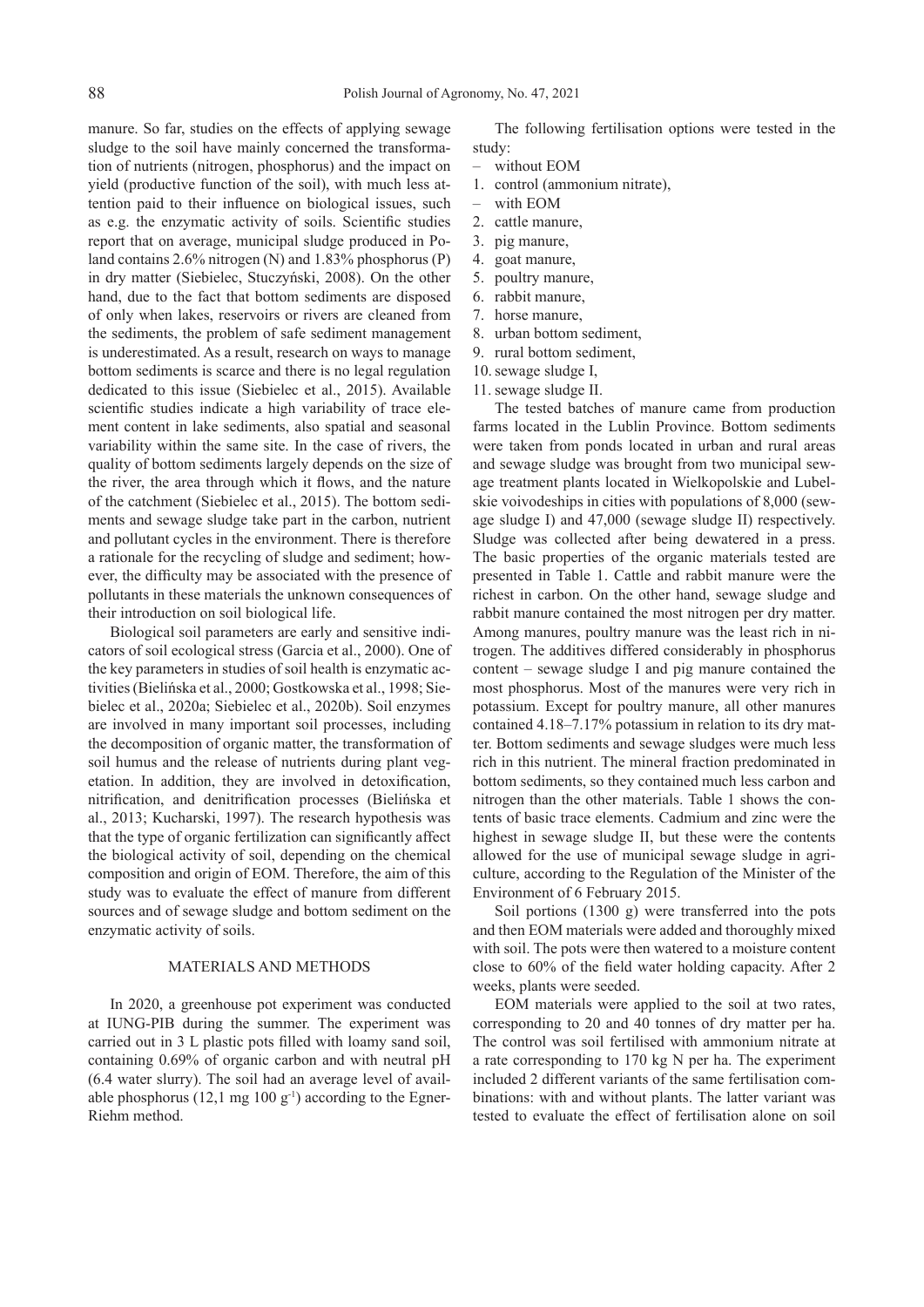manure. So far, studies on the effects of applying sewage sludge to the soil have mainly concerned the transformation of nutrients (nitrogen, phosphorus) and the impact on yield (productive function of the soil), with much less attention paid to their influence on biological issues, such as e.g. the enzymatic activity of soils. Scientific studies report that on average, municipal sludge produced in Poland contains 2.6% nitrogen (N) and 1.83% phosphorus (P) in dry matter (Siebielec, Stuczyński, 2008). On the other hand, due to the fact that bottom sediments are disposed of only when lakes, reservoirs or rivers are cleaned from the sediments, the problem of safe sediment management is underestimated. As a result, research on ways to manage bottom sediments is scarce and there is no legal regulation dedicated to this issue (Siebielec et al., 2015). Available scientific studies indicate a high variability of trace element content in lake sediments, also spatial and seasonal variability within the same site. In the case of rivers, the quality of bottom sediments largely depends on the size of the river, the area through which it flows, and the nature of the catchment (Siebielec et al., 2015). The bottom sediments and sewage sludge take part in the carbon, nutrient and pollutant cycles in the environment. There is therefore a rationale for the recycling of sludge and sediment; however, the difficulty may be associated with the presence of pollutants in these materials the unknown consequences of their introduction on soil biological life.

Biological soil parameters are early and sensitive indicators of soil ecological stress (Garcia et al., 2000). One of the key parameters in studies of soil health is enzymatic activities (Bielińska et al., 2000; Gostkowska et al., 1998; Siebielec et al., 2020a; Siebielec et al., 2020b). Soil enzymes are involved in many important soil processes, including the decomposition of organic matter, the transformation of soil humus and the release of nutrients during plant vegetation. In addition, they are involved in detoxification, nitrification, and denitrification processes (Bielińska et al., 2013; Kucharski, 1997). The research hypothesis was that the type of organic fertilization can significantly affect the biological activity of soil, depending on the chemical composition and origin of EOM. Therefore, the aim of this study was to evaluate the effect of manure from different sources and of sewage sludge and bottom sediment on the enzymatic activity of soils.

## MATERIALS AND METHODS

In 2020, a greenhouse pot experiment was conducted at IUNG-PIB during the summer. The experiment was carried out in 3 L plastic pots filled with loamy sand soil, containing 0.69% of organic carbon and with neutral pH (6.4 water slurry). The soil had an average level of available phosphorus (12,1 mg 100 $g^{-1}$) according to the Egner-Riehm method.

The following fertilisation options were tested in the study:

– without EOM

1. control (ammonium nitrate),

– with EOM

2. cattle manure,
3. pig manure,
4. goat manure,
5. poultry manure,
6. rabbit manure,
7. horse manure,
8. urban bottom sediment,
9. rural bottom sediment,
10. sewage sludge I,
11. sewage sludge II.

The tested batches of manure came from production farms located in the Lublin Province. Bottom sediments were taken from ponds located in urban and rural areas and sewage sludge was brought from two municipal sewage treatment plants located in Wielkopolskie and Lubelskie voivodeships in cities with populations of 8,000 (sewage sludge I) and 47,000 (sewage sludge II) respectively. Sludge was collected after being dewatered in a press. The basic properties of the organic materials tested are presented in Table 1. Cattle and rabbit manure were the richest in carbon. On the other hand, sewage sludge and rabbit manure contained the most nitrogen per dry matter. Among manures, poultry manure was the least rich in nitrogen. The additives differed considerably in phosphorus content – sewage sludge I and pig manure contained the most phosphorus. Most of the manures were very rich in potassium. Except for poultry manure, all other manures contained 4.18–7.17% potassium in relation to its dry matter. Bottom sediments and sewage sludges were much less rich in this nutrient. The mineral fraction predominated in bottom sediments, so they contained much less carbon and nitrogen than the other materials. Table 1 shows the contents of basic trace elements. Cadmium and zinc were the highest in sewage sludge II, but these were the contents allowed for the use of municipal sewage sludge in agriculture, according to the Regulation of the Minister of the Environment of 6 February 2015.

Soil portions (1300 g) were transferred into the pots and then EOM materials were added and thoroughly mixed with soil. The pots were then watered to a moisture content close to 60% of the field water holding capacity. After 2 weeks, plants were seeded.

EOM materials were applied to the soil at two rates, corresponding to 20 and 40 tonnes of dry matter per ha. The control was soil fertilised with ammonium nitrate at a rate corresponding to 170 kg N per ha. The experiment included 2 different variants of the same fertilisation combinations: with and without plants. The latter variant was tested to evaluate the effect of fertilisation alone on soil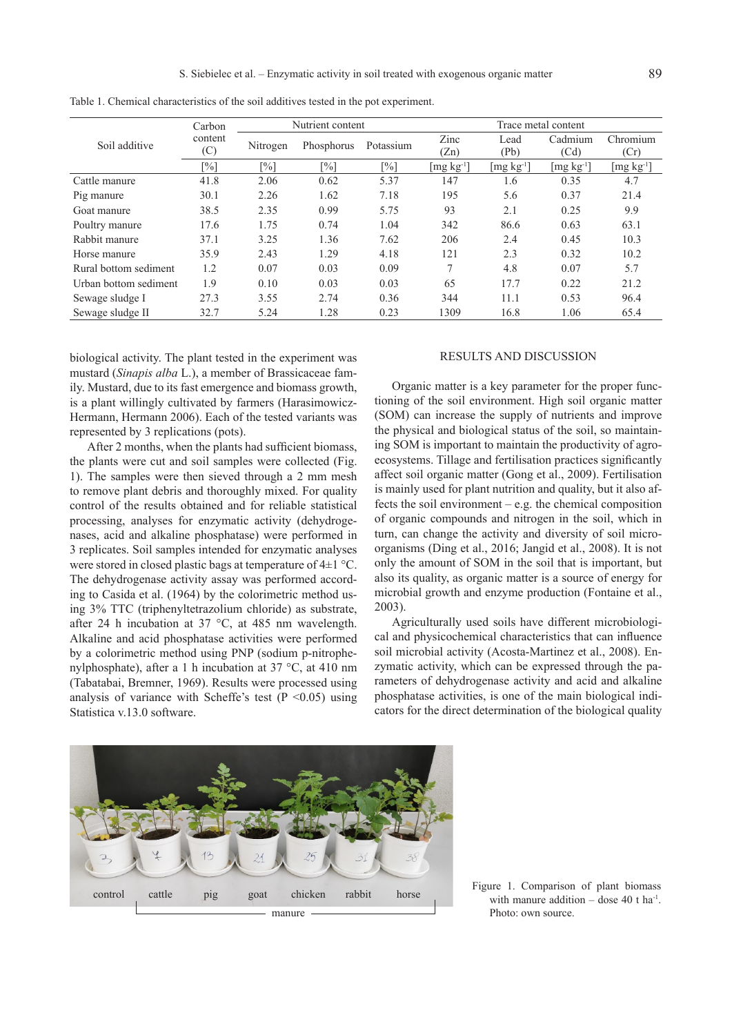Table 1. Chemical characteristics of the soil additives tested in the pot experiment.

| Soil additive | Carbon content (C) | Nutrient content | | | Trace metal content | | | |
|---|---|---|---|---|---|---|---|---|
| | | Nitrogen | Phosphorus | Potassium | Zinc (Zn) | Lead (Pb) | Cadmium (Cd) | Chromium (Cr) |
| | [%] | [%] | [%] | [%] | [mg kg$^{-1}$] | [mg kg$^{-1}$] | [mg kg$^{-1}$] | [mg kg$^{-1}$] |
| Cattle manure | 41.8 | 2.06 | 0.62 | 5.37 | 147 | 1.6 | 0.35 | 4.7 |
| Pig manure | 30.1 | 2.26 | 1.62 | 7.18 | 195 | 5.6 | 0.37 | 21.4 |
| Goat manure | 38.5 | 2.35 | 0.99 | 5.75 | 93 | 2.1 | 0.25 | 9.9 |
| Poultry manure | 17.6 | 1.75 | 0.74 | 1.04 | 342 | 86.6 | 0.63 | 63.1 |
| Rabbit manure | 37.1 | 3.25 | 1.36 | 7.62 | 206 | 2.4 | 0.45 | 10.3 |
| Horse manure | 35.9 | 2.43 | 1.29 | 4.18 | 121 | 2.3 | 0.32 | 10.2 |
| Rural bottom sediment | 1.2 | 0.07 | 0.03 | 0.09 | 7 | 4.8 | 0.07 | 5.7 |
| Urban bottom sediment | 1.9 | 0.10 | 0.03 | 0.03 | 65 | 17.7 | 0.22 | 21.2 |
| Sewage sludge I | 27.3 | 3.55 | 2.74 | 0.36 | 344 | 11.1 | 0.53 | 96.4 |
| Sewage sludge II | 32.7 | 5.24 | 1.28 | 0.23 | 1309 | 16.8 | 1.06 | 65.4 |

biological activity. The plant tested in the experiment was mustard (*Sinapis alba* L.), a member of Brassicaceae family. Mustard, due to its fast emergence and biomass growth, is a plant willingly cultivated by farmers (Harasimowicz-Hermann, Hermann 2006). Each of the tested variants was represented by 3 replications (pots).

After 2 months, when the plants had sufficient biomass, the plants were cut and soil samples were collected (Fig. 1). The samples were then sieved through a 2 mm mesh to remove plant debris and thoroughly mixed. For quality control of the results obtained and for reliable statistical processing, analyses for enzymatic activity (dehydrogenases, acid and alkaline phosphatase) were performed in 3 replicates. Soil samples intended for enzymatic analyses were stored in closed plastic bags at temperature of 4±1 °C. The dehydrogenase activity assay was performed according to Casida et al. (1964) by the colorimetric method using 3% TTC (triphenyltetrazolium chloride) as substrate, after 24 h incubation at 37 °C, at 485 nm wavelength. Alkaline and acid phosphatase activities were performed by a colorimetric method using PNP (sodium p-nitrophenylphosphate), after a 1 h incubation at 37 °C, at 410 nm (Tabatabai, Bremner, 1969). Results were processed using analysis of variance with Scheffe's test ($P < 0.05$) using Statistica v.13.0 software.

## RESULTS AND DISCUSSION

Organic matter is a key parameter for the proper functioning of the soil environment. High soil organic matter (SOM) can increase the supply of nutrients and improve the physical and biological status of the soil, so maintaining SOM is important to maintain the productivity of agroecosystems. Tillage and fertilisation practices significantly affect soil organic matter (Gong et al., 2009). Fertilisation is mainly used for plant nutrition and quality, but it also affects the soil environment – e.g. the chemical composition of organic compounds and nitrogen in the soil, which in turn, can change the activity and diversity of soil microorganisms (Ding et al., 2016; Jangid et al., 2008). It is not only the amount of SOM in the soil that is important, but also its quality, as organic matter is a source of energy for microbial growth and enzyme production (Fontaine et al., 2003).

Agriculturally used soils have different microbiological and physicochemical characteristics that can influence soil microbial activity (Acosta-Martinez et al., 2008). Enzymatic activity, which can be expressed through the parameters of dehydrogenase activity and acid and alkaline phosphatase activities, is one of the main biological indicators for the direct determination of the biological quality

control cattle pig goat chicken rabbit horse

manure

Figure 1. Comparison of plant biomass with manure addition – dose 40 t ha$^{-1}$. Photo: own source.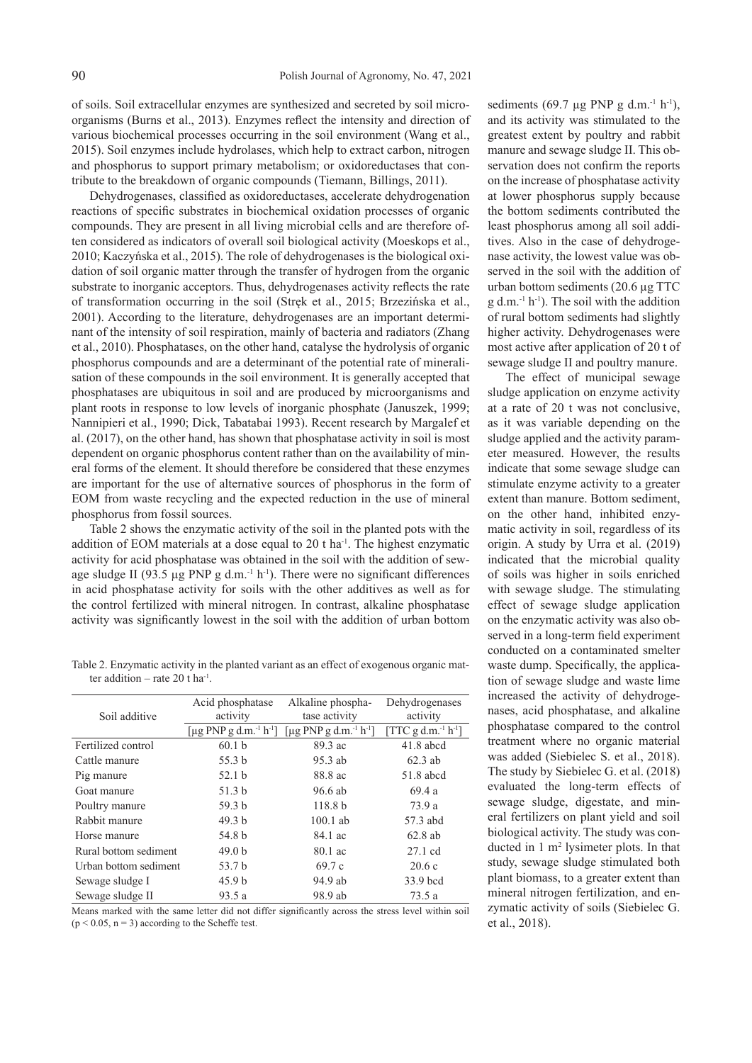of soils. Soil extracellular enzymes are synthesized and secreted by soil microorganisms (Burns et al., 2013). Enzymes reflect the intensity and direction of various biochemical processes occurring in the soil environment (Wang et al., 2015). Soil enzymes include hydrolases, which help to extract carbon, nitrogen and phosphorus to support primary metabolism; or oxidoreductases that contribute to the breakdown of organic compounds (Tiemann, Billings, 2011).

Dehydrogenases, classified as oxidoreductases, accelerate dehydrogenation reactions of specific substrates in biochemical oxidation processes of organic compounds. They are present in all living microbial cells and are therefore often considered as indicators of overall soil biological activity (Moeskops et al., 2010; Kaczyńska et al., 2015). The role of dehydrogenases is the biological oxidation of soil organic matter through the transfer of hydrogen from the organic substrate to inorganic acceptors. Thus, dehydrogenases activity reflects the rate of transformation occurring in the soil (Stręk et al., 2015; Brzezińska et al., 2001). According to the literature, dehydrogenases are an important determinant of the intensity of soil respiration, mainly of bacteria and radiators (Zhang et al., 2010). Phosphatases, on the other hand, catalyse the hydrolysis of organic phosphorus compounds and are a determinant of the potential rate of mineralisation of these compounds in the soil environment. It is generally accepted that phosphatases are ubiquitous in soil and are produced by microorganisms and plant roots in response to low levels of inorganic phosphate (Januszek, 1999; Nannipieri et al., 1990; Dick, Tabatabai 1993). Recent research by Margalef et al. (2017), on the other hand, has shown that phosphatase activity in soil is most dependent on organic phosphorus content rather than on the availability of mineral forms of the element. It should therefore be considered that these enzymes are important for the use of alternative sources of phosphorus in the form of EOM from waste recycling and the expected reduction in the use of mineral phosphorus from fossil sources.

Table 2 shows the enzymatic activity of the soil in the planted pots with the addition of EOM materials at a dose equal to 20 t ha$^{-1}$. The highest enzymatic activity for acid phosphatase was obtained in the soil with the addition of sewage sludge II (93.5 µg PNP g d.m.$^{-1}$ h$^{-1}$). There were no significant differences in acid phosphatase activity for soils with the other additives as well as for the control fertilized with mineral nitrogen. In contrast, alkaline phosphatase activity was significantly lowest in the soil with the addition of urban bottom sediments (69.7 µg PNP g d.m.$^{-1}$ h$^{-1}$), and its activity was stimulated to the greatest extent by poultry and rabbit manure and sewage sludge II. This observation does not confirm the reports on the increase of phosphatase activity at lower phosphorus supply because the bottom sediments contributed the least phosphorus among all soil additives. Also in the case of dehydrogenase activity, the lowest value was observed in the soil with the addition of urban bottom sediments (20.6 µg TTC g d.m.$^{-1}$ h$^{-1}$). The soil with the addition of rural bottom sediments had slightly higher activity. Dehydrogenases were most active after application of 20 t of sewage sludge II and poultry manure.

Table 2. Enzymatic activity in the planted variant as an effect of exogenous organic matter addition – rate 20 t ha$^{-1}$.

| Soil additive | Acid phosphatase activity [µg PNP g d.m.$^{-1}$ h$^{-1}$] | Alkaline phosphatase activity [µg PNP g d.m.$^{-1}$ h$^{-1}$] | Dehydrogenases activity [TTC g d.m.$^{-1}$ h$^{-1}$] |
|---|---|---|---|
| Fertilized control | 60.1 b | 89.3 ac | 41.8 abcd |
| Cattle manure | 55.3 b | 95.3 ab | 62.3 ab |
| Pig manure | 52.1 b | 88.8 ac | 51.8 abcd |
| Goat manure | 51.3 b | 96.6 ab | 69.4 a |
| Poultry manure | 59.3 b | 118.8 b | 73.9 a |
| Rabbit manure | 49.3 b | 100.1 ab | 57.3 abd |
| Horse manure | 54.8 b | 84.1 ac | 62.8 ab |
| Rural bottom sediment | 49.0 b | 80.1 ac | 27.1 cd |
| Urban bottom sediment | 53.7 b | 69.7 c | 20.6 c |
| Sewage sludge I | 45.9 b | 94.9 ab | 33.9 bcd |
| Sewage sludge II | 93.5 a | 98.9 ab | 73.5 a |

Means marked with the same letter did not differ significantly across the stress level within soil ($p < 0.05$, $n = 3$) according to the Scheffe test.

The effect of municipal sewage sludge application on enzyme activity at a rate of 20 t was not conclusive, as it was variable depending on the sludge applied and the activity parameter measured. However, the results indicate that some sewage sludge can stimulate enzyme activity to a greater extent than manure. Bottom sediment, on the other hand, inhibited enzymatic activity in soil, regardless of its origin. A study by Urra et al. (2019) indicated that the microbial quality of soils was higher in soils enriched with sewage sludge. The stimulating effect of sewage sludge application on the enzymatic activity was also observed in a long-term field experiment conducted on a contaminated smelter waste dump. Specifically, the application of sewage sludge and waste lime increased the activity of dehydrogenases, acid phosphatase, and alkaline phosphatase compared to the control treatment where no organic material was added (Siebielec S. et al., 2018). The study by Siebielec G. et al. (2018) evaluated the long-term effects of sewage sludge, digestate, and mineral fertilizers on plant yield and soil biological activity. The study was conducted in 1 m$^2$ lysimeter plots. In that study, sewage sludge stimulated both plant biomass, to a greater extent than mineral nitrogen fertilization, and enzymatic activity of soils (Siebielec G. et al., 2018).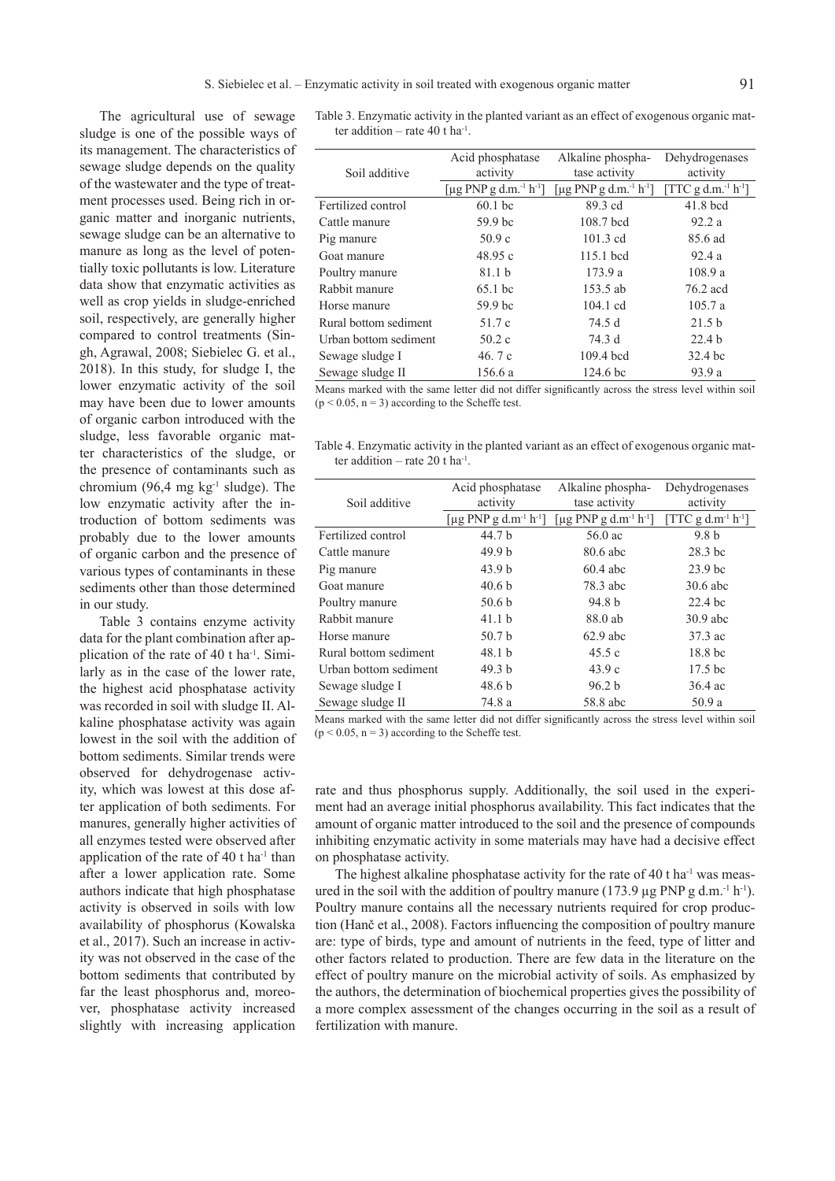The agricultural use of sewage sludge is one of the possible ways of its management. The characteristics of sewage sludge depends on the quality of the wastewater and the type of treatment processes used. Being rich in organic matter and inorganic nutrients, sewage sludge can be an alternative to manure as long as the level of potentially toxic pollutants is low. Literature data show that enzymatic activities as well as crop yields in sludge-enriched soil, respectively, are generally higher compared to control treatments (Singh, Agrawal, 2008; Siebielec G. et al., 2018). In this study, for sludge I, the lower enzymatic activity of the soil may have been due to lower amounts of organic carbon introduced with the sludge, less favorable organic matter characteristics of the sludge, or the presence of contaminants such as chromium (96,4 mg kg$^{-1}$ sludge). The low enzymatic activity after the introduction of bottom sediments was probably due to the lower amounts of organic carbon and the presence of various types of contaminants in these sediments other than those determined in our study.

Table 3 contains enzyme activity data for the plant combination after application of the rate of 40 t ha$^{-1}$. Similarly as in the case of the lower rate, the highest acid phosphatase activity was recorded in soil with sludge II. Alkaline phosphatase activity was again lowest in the soil with the addition of bottom sediments. Similar trends were observed for dehydrogenase activity, which was lowest at this dose after application of both sediments. For manures, generally higher activities of all enzymes tested were observed after application of the rate of 40 t ha$^{-1}$ than after a lower application rate. Some authors indicate that high phosphatase activity is observed in soils with low availability of phosphorus (Kowalska et al., 2017). Such an increase in activity was not observed in the case of the bottom sediments that contributed by far the least phosphorus and, moreover, phosphatase activity increased slightly with increasing application rate and thus phosphorus supply. Additionally, the soil used in the experiment had an average initial phosphorus availability. This fact indicates that the amount of organic matter introduced to the soil and the presence of compounds inhibiting enzymatic activity in some materials may have had a decisive effect on phosphatase activity.

Table 3. Enzymatic activity in the planted variant as an effect of exogenous organic matter addition – rate 40 t ha$^{-1}$.

| Soil additive | Acid phosphatase activity | Alkaline phosphatase activity | Dehydrogenases activity |
|---|---|---|---|
| | [µg PNP g d.m.$^{-1}$ h$^{-1}$] | [µg PNP g d.m.$^{-1}$ h$^{-1}$] | [TTC g d.m.$^{-1}$ h$^{-1}$] |
| Fertilized control | 60.1 bc | 89.3 cd | 41.8 bcd |
| Cattle manure | 59.9 bc | 108.7 bcd | 92.2 a |
| Pig manure | 50.9 c | 101.3 cd | 85.6 ad |
| Goat manure | 48.95 c | 115.1 bcd | 92.4 a |
| Poultry manure | 81.1 b | 173.9 a | 108.9 a |
| Rabbit manure | 65.1 bc | 153.5 ab | 76.2 acd |
| Horse manure | 59.9 bc | 104.1 cd | 105.7 a |
| Rural bottom sediment | 51.7 c | 74.5 d | 21.5 b |
| Urban bottom sediment | 50.2 c | 74.3 d | 22.4 b |
| Sewage sludge I | 46. 7 c | 109.4 bcd | 32.4 bc |
| Sewage sludge II | 156.6 a | 124.6 bc | 93.9 a |

Means marked with the same letter did not differ significantly across the stress level within soil ($p < 0.05$, n = 3) according to the Scheffe test.

Table 4. Enzymatic activity in the planted variant as an effect of exogenous organic matter addition – rate 20 t ha$^{-1}$.

| Soil additive | Acid phosphatase activity | Alkaline phosphatase activity | Dehydrogenases activity |
|---|---|---|---|
| | [µg PNP g d.m$^{-1}$ h$^{-1}$] | [µg PNP g d.m$^{-1}$ h$^{-1}$] | [TTC g d.m$^{-1}$ h$^{-1}$] |
| Fertilized control | 44.7 b | 56.0 ac | 9.8 b |
| Cattle manure | 49.9 b | 80.6 abc | 28.3 bc |
| Pig manure | 43.9 b | 60.4 abc | 23.9 bc |
| Goat manure | 40.6 b | 78.3 abc | 30.6 abc |
| Poultry manure | 50.6 b | 94.8 b | 22.4 bc |
| Rabbit manure | 41.1 b | 88.0 ab | 30.9 abc |
| Horse manure | 50.7 b | 62.9 abc | 37.3 ac |
| Rural bottom sediment | 48.1 b | 45.5 c | 18.8 bc |
| Urban bottom sediment | 49.3 b | 43.9 c | 17.5 bc |
| Sewage sludge I | 48.6 b | 96.2 b | 36.4 ac |
| Sewage sludge II | 74.8 a | 58.8 abc | 50.9 a |

Means marked with the same letter did not differ significantly across the stress level within soil ($p < 0.05$, n = 3) according to the Scheffe test.

The highest alkaline phosphatase activity for the rate of 40 t ha$^{-1}$ was measured in the soil with the addition of poultry manure (173.9 µg PNP g d.m.$^{-1}$ h$^{-1}$). Poultry manure contains all the necessary nutrients required for crop production (Hanč et al., 2008). Factors influencing the composition of poultry manure are: type of birds, type and amount of nutrients in the feed, type of litter and other factors related to production. There are few data in the literature on the effect of poultry manure on the microbial activity of soils. As emphasized by the authors, the determination of biochemical properties gives the possibility of a more complex assessment of the changes occurring in the soil as a result of fertilization with manure.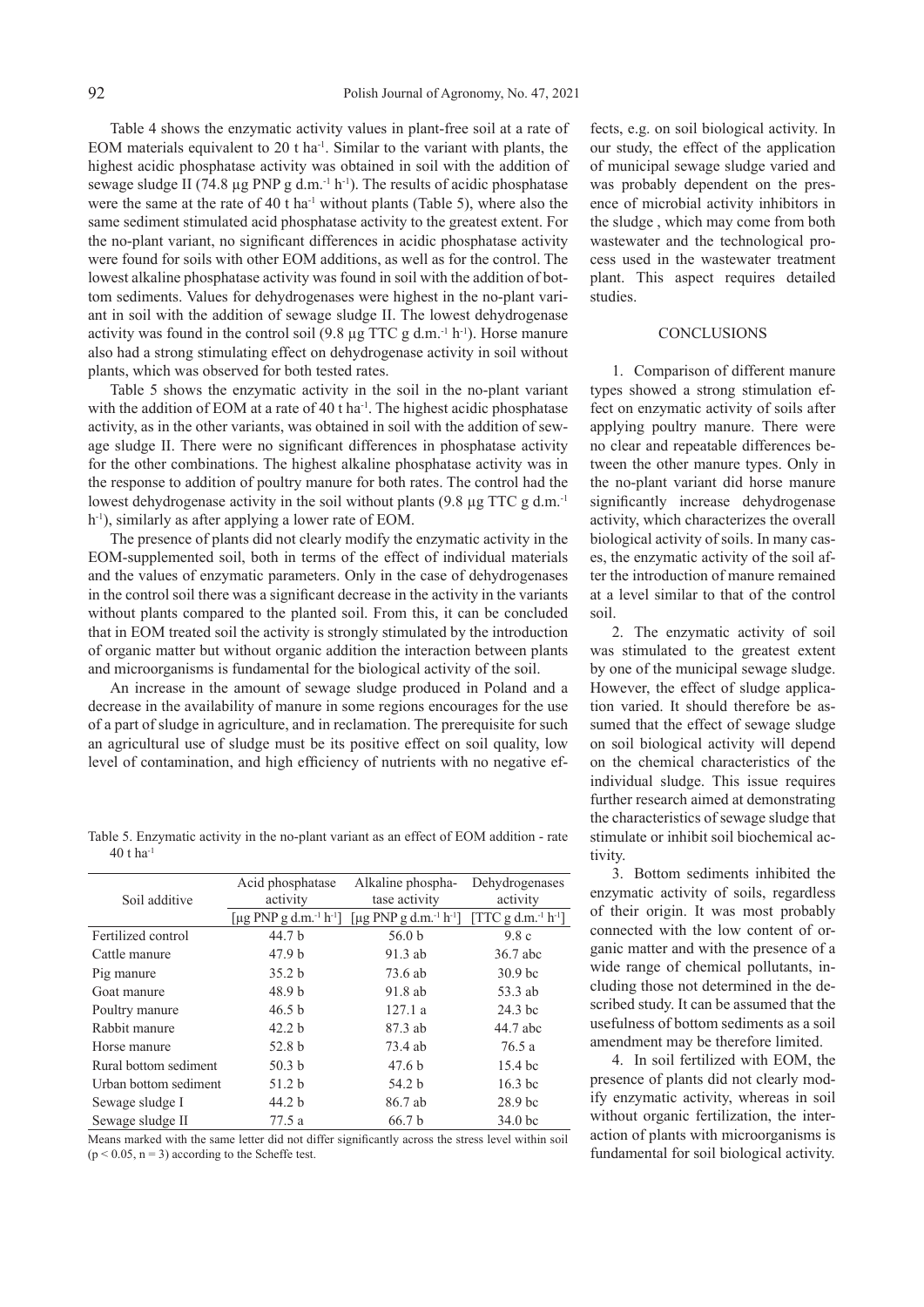Table 4 shows the enzymatic activity values in plant-free soil at a rate of EOM materials equivalent to 20 t ha$^{-1}$. Similar to the variant with plants, the highest acidic phosphatase activity was obtained in soil with the addition of sewage sludge II (74.8 µg PNP g d.m.$^{-1}$ h$^{-1}$). The results of acidic phosphatase were the same at the rate of 40 t ha$^{-1}$ without plants (Table 5), where also the same sediment stimulated acid phosphatase activity to the greatest extent. For the no-plant variant, no significant differences in acidic phosphatase activity were found for soils with other EOM additions, as well as for the control. The lowest alkaline phosphatase activity was found in soil with the addition of bottom sediments. Values for dehydrogenases were highest in the no-plant variant in soil with the addition of sewage sludge II. The lowest dehydrogenase activity was found in the control soil (9.8 µg TTC g d.m.$^{-1}$ h$^{-1}$). Horse manure also had a strong stimulating effect on dehydrogenase activity in soil without plants, which was observed for both tested rates.

Table 5 shows the enzymatic activity in the soil in the no-plant variant with the addition of EOM at a rate of 40 t ha$^{-1}$. The highest acidic phosphatase activity, as in the other variants, was obtained in soil with the addition of sewage sludge II. There were no significant differences in phosphatase activity for the other combinations. The highest alkaline phosphatase activity was in the response to addition of poultry manure for both rates. The control had the lowest dehydrogenase activity in the soil without plants (9.8 µg TTC g d.m.$^{-1}$ h$^{-1}$), similarly as after applying a lower rate of EOM.

The presence of plants did not clearly modify the enzymatic activity in the EOM-supplemented soil, both in terms of the effect of individual materials and the values of enzymatic parameters. Only in the case of dehydrogenases in the control soil there was a significant decrease in the activity in the variants without plants compared to the planted soil. From this, it can be concluded that in EOM treated soil the activity is strongly stimulated by the introduction of organic matter but without organic addition the interaction between plants and microorganisms is fundamental for the biological activity of the soil.

An increase in the amount of sewage sludge produced in Poland and a decrease in the availability of manure in some regions encourages for the use of a part of sludge in agriculture, and in reclamation. The prerequisite for such an agricultural use of sludge must be its positive effect on soil quality, low level of contamination, and high efficiency of nutrients with no negative effects, e.g. on soil biological activity. In our study, the effect of the application of municipal sewage sludge varied and was probably dependent on the presence of microbial activity inhibitors in the sludge , which may come from both wastewater and the technological process used in the wastewater treatment plant. This aspect requires detailed studies.

Table 5. Enzymatic activity in the no-plant variant as an effect of EOM addition - rate 40 t ha$^{-1}$

| Soil additive | Acid phosphatase activity | Alkaline phosphatase activity | Dehydrogenases activity |
|---|---|---|---|
| | [µg PNP g d.m.$^{-1}$ h$^{-1}$] | [µg PNP g d.m.$^{-1}$ h$^{-1}$] | [TTC g d.m.$^{-1}$ h$^{-1}$] |
| Fertilized control | 44.7 b | 56.0 b | 9.8 c |
| Cattle manure | 47.9 b | 91.3 ab | 36.7 abc |
| Pig manure | 35.2 b | 73.6 ab | 30.9 bc |
| Goat manure | 48.9 b | 91.8 ab | 53.3 ab |
| Poultry manure | 46.5 b | 127.1 a | 24.3 bc |
| Rabbit manure | 42.2 b | 87.3 ab | 44.7 abc |
| Horse manure | 52.8 b | 73.4 ab | 76.5 a |
| Rural bottom sediment | 50.3 b | 47.6 b | 15.4 bc |
| Urban bottom sediment | 51.2 b | 54.2 b | 16.3 bc |
| Sewage sludge I | 44.2 b | 86.7 ab | 28.9 bc |
| Sewage sludge II | 77.5 a | 66.7 b | 34.0 bc |

Means marked with the same letter did not differ significantly across the stress level within soil ($p < 0.05$, $n = 3$) according to the Scheffe test.

## CONCLUSIONS

1. Comparison of different manure types showed a strong stimulation effect on enzymatic activity of soils after applying poultry manure. There were no clear and repeatable differences between the other manure types. Only in the no-plant variant did horse manure significantly increase dehydrogenase activity, which characterizes the overall biological activity of soils. In many cases, the enzymatic activity of the soil after the introduction of manure remained at a level similar to that of the control soil.

2. The enzymatic activity of soil was stimulated to the greatest extent by one of the municipal sewage sludge. However, the effect of sludge application varied. It should therefore be assumed that the effect of sewage sludge on soil biological activity will depend on the chemical characteristics of the individual sludge. This issue requires further research aimed at demonstrating the characteristics of sewage sludge that stimulate or inhibit soil biochemical activity.

3. Bottom sediments inhibited the enzymatic activity of soils, regardless of their origin. It was most probably connected with the low content of organic matter and with the presence of a wide range of chemical pollutants, including those not determined in the described study. It can be assumed that the usefulness of bottom sediments as a soil amendment may be therefore limited.

4. In soil fertilized with EOM, the presence of plants did not clearly modify enzymatic activity, whereas in soil without organic fertilization, the interaction of plants with microorganisms is fundamental for soil biological activity.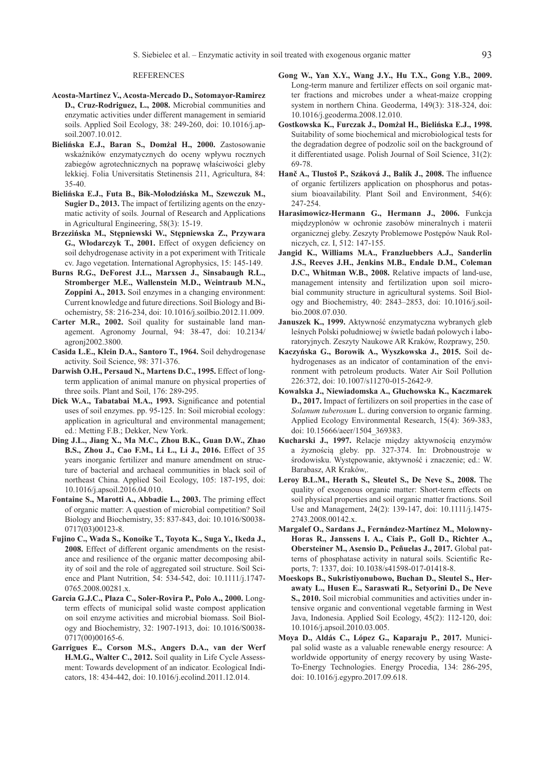REFERENCES

**Acosta-Martinez V., Acosta-Mercado D., Sotomayor-Ramirez D., Cruz-Rodriguez, L., 2008.** Microbial communities and enzymatic activities under different management in semiarid soils. Applied Soil Ecology, 38: 249-260, doi: 10.1016/j.apsoil.2007.10.012.

**Bielińska E.J., Baran S., Domżał H., 2000.** Zastosowanie wskaźników enzymatycznych do oceny wpływu rocznych zabiegów agrotechnicznych na poprawę właściwości gleby lekkiej. Folia Universitatis Stetinensis 211, Agricultura, 84: 35-40.

**Bielińska E.J., Futa B., Bik-Mołodzińska M., Szewczuk M., Sugier D., 2013.** The impact of fertilizing agents on the enzymatic activity of soils. Journal of Research and Applications in Agricultural Engineering, 58(3): 15-19.

**Brzezińska M., Stępniewski W., Stępniewska Z., Przywara G., Włodarczyk T., 2001.** Effect of oxygen deficiency on soil dehydrogenase activity in a pot experiment with Triticale cv. Jago vegetation. International Agrophysics, 15: 145-149.

**Burns R.G., DeForest J.L., Marxsen J., Sinsabaugh R.L., Stromberger M.E., Wallenstein M.D., Weintraub M.N., Zoppini A., 2013.** Soil enzymes in a changing environment: Current knowledge and future directions. Soil Biology and Biochemistry, 58: 216-234, doi: 10.1016/j.soilbio.2012.11.009.

**Carter M.R., 2002.** Soil quality for sustainable land management. Agronomy Journal, 94: 38-47, doi: 10.2134/agronj2002.3800.

**Casida L.E., Klein D.A., Santoro T., 1964.** Soil dehydrogenase activity. Soil Science, 98: 371-376.

**Darwish O.H., Persaud N., Martens D.C., 1995.** Effect of long-term application of animal manure on physical properties of three soils. Plant and Soil, 176: 289-295.

**Dick W.A., Tabatabai M.A., 1993.** Significance and potential uses of soil enzymes. pp. 95-125. In: Soil microbial ecology: application in agricultural and environmental management; ed.: Metting F.B.; Dekker, New York.

**Ding J.L., Jiang X., Ma M.C., Zhou B.K., Guan D.W., Zhao B.S., Zhou J., Cao F.M., Li L., Li J., 2016.** Effect of 35 years inorganic fertilizer and manure amendment on structure of bacterial and archaeal communities in black soil of northeast China. Applied Soil Ecology, 105: 187-195, doi: 10.1016/j.apsoil.2016.04.010.

**Fontaine S., Marotti A., Abbadie L., 2003.** The priming effect of organic matter: A question of microbial competition? Soil Biology and Biochemistry, 35: 837-843, doi: 10.1016/S0038-0717(03)00123-8.

**Fujino C., Wada S., Konoike T., Toyota K., Suga Y., Ikeda J., 2008.** Effect of different organic amendments on the resistance and resilience of the organic matter decomposing ability of soil and the role of aggregated soil structure. Soil Science and Plant Nutrition, 54: 534-542, doi: 10.1111/j.1747-0765.2008.00281.x.

**Garcia G.J.C., Plaza C., Soler-Rovira P., Polo A., 2000.** Long-term effects of municipal solid waste compost application on soil enzyme activities and microbial biomass. Soil Biology and Biochemistry, 32: 1907-1913, doi: 10.1016/S0038-0717(00)00165-6.

**Garrigues E., Corson M.S., Angers D.A., van der Werf H.M.G., Walter C., 2012.** Soil quality in Life Cycle Assessment: Towards development of an indicator. Ecological Indicators, 18: 434-442, doi: 10.1016/j.ecolind.2011.12.014.

**Gong W., Yan X.Y., Wang J.Y., Hu T.X., Gong Y.B., 2009.** Long-term manure and fertilizer effects on soil organic matter fractions and microbes under a wheat-maize cropping system in northern China. Geoderma, 149(3): 318-324, doi: 10.1016/j.geoderma.2008.12.010.

**Gostkowska K., Furczak J., Domżał H., Bielińska E.J., 1998.** Suitability of some biochemical and microbiological tests for the degradation degree of podzolic soil on the background of it differentiated usage. Polish Journal of Soil Science, 31(2): 69-78.

**Hanč A., Tlustoš P., Száková J., Balík J., 2008.** The influence of organic fertilizers application on phosphorus and potassium bioavailability. Plant Soil and Environment, 54(6): 247-254.

**Harasimowicz-Hermann G., Hermann J., 2006.** Funkcja międzyplonów w ochronie zasobów mineralnych i materii organicznej gleby. Zeszyty Problemowe Postępów Nauk Rolniczych, cz. I, 512: 147-155.

**Jangid K., Williams M.A., Franzluebbers A.J., Sanderlin J.S., Reeves J.H., Jenkins M.B., Endale D.M., Coleman D.C., Whitman W.B., 2008.** Relative impacts of land-use, management intensity and fertilization upon soil microbial community structure in agricultural systems. Soil Biology and Biochemistry, 40: 2843–2853, doi: 10.1016/j.soilbio.2008.07.030.

**Januszek K., 1999.** Aktywność enzymatyczna wybranych gleb leśnych Polski południowej w świetle badań polowych i laboratoryjnych. Zeszyty Naukowe AR Kraków, Rozprawy, 250.

**Kaczyńska G., Borowik A., Wyszkowska J., 2015.** Soil dehydrogenases as an indicator of contamination of the environment with petroleum products. Water Air Soil Pollution 226:372, doi: 10.1007/s11270-015-2642-9.

**Kowalska J., Niewiadomska A., Głuchowska K., Kaczmarek D., 2017.** Impact of fertilizers on soil properties in the case of *Solanum tuberosum* L. during conversion to organic farming. Applied Ecology Environmental Research, 15(4): 369-383, doi: 10.15666/aeer/1504_369383.

**Kucharski J., 1997.** Relacje między aktywnością enzymów a żyznością gleby. pp. 327-374. In: Drobnoustroje w środowisku. Występowanie, aktywność i znaczenie; ed.: W. Barabasz, AR Kraków,.

**Leroy B.L.M., Herath S., Sleutel S., De Neve S., 2008.** The quality of exogenous organic matter: Short-term effects on soil physical properties and soil organic matter fractions. Soil Use and Management, 24(2): 139-147, doi: 10.1111/j.1475-2743.2008.00142.x.

**Margalef O., Sardans J., Fernández-Martínez M., Molowny-Horas R., Janssens I. A., Ciais P., Goll D., Richter A., Obersteiner M., Asensio D., Peñuelas J., 2017.** Global patterns of phosphatase activity in natural soils. Scientific Reports, 7: 1337, doi: 10.1038/s41598-017-01418-8.

**Moeskops B., Sukristiyonubowo, Buchan D., Sleutel S., Herawaty L., Husen E., Saraswati R., Setyorini D., De Neve S., 2010.** Soil microbial communities and activities under intensive organic and conventional vegetable farming in West Java, Indonesia. Applied Soil Ecology, 45(2): 112-120, doi: 10.1016/j.apsoil.2010.03.005.

**Moya D., Aldás C., López G., Kaparaju P., 2017.** Municipal solid waste as a valuable renewable energy resource: A worldwide opportunity of energy recovery by using Waste-To-Energy Technologies. Energy Procedia, 134: 286-295, doi: 10.1016/j.egypro.2017.09.618.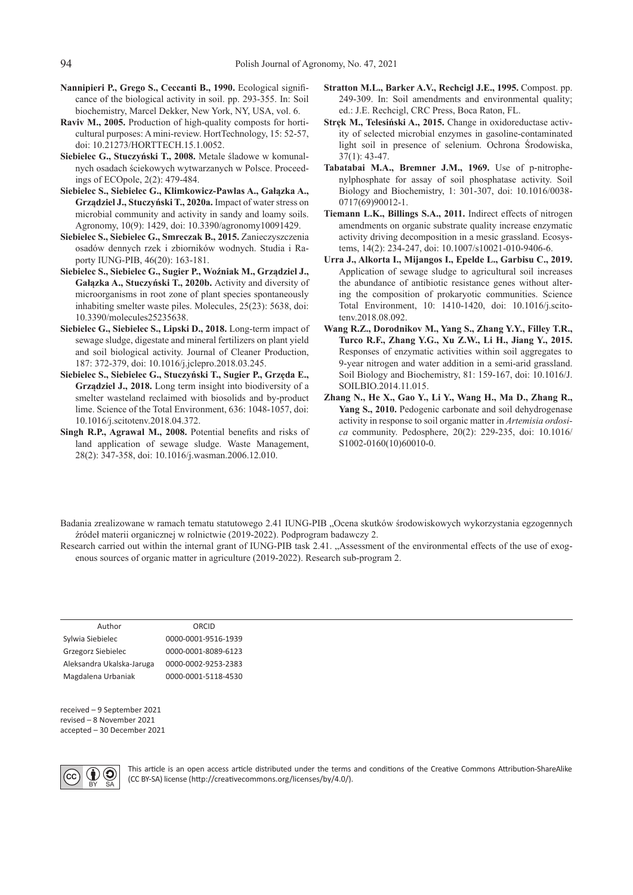**Nannipieri P., Grego S., Ceccanti B., 1990.** Ecological significance of the biological activity in soil. pp. 293-355. In: Soil biochemistry, Marcel Dekker, New York, NY, USA, vol. 6.

**Raviv M., 2005.** Production of high-quality composts for horticultural purposes: A mini-review. HortTechnology, 15: 52-57, doi: 10.21273/HORTTECH.15.1.0052.

**Siebielec G., Stuczyński T., 2008.** Metale śladowe w komunalnych osadach ściekowych wytwarzanych w Polsce. Proceedings of ECOpole, 2(2): 479-484.

**Siebielec S., Siebielec G., Klimkowicz-Pawlas A., Gałązka A., Grządziel J., Stuczyński T., 2020a.** Impact of water stress on microbial community and activity in sandy and loamy soils. Agronomy, 10(9): 1429, doi: 10.3390/agronomy10091429.

**Siebielec S., Siebielec G., Smreczak B., 2015.** Zanieczyszczenia osadów dennych rzek i zbiorników wodnych. Studia i Raporty IUNG-PIB, 46(20): 163-181.

**Siebielec S., Siebielec G., Sugier P., Woźniak M., Grządziel J., Gałązka A., Stuczyński T., 2020b.** Activity and diversity of microorganisms in root zone of plant species spontaneously inhabiting smelter waste piles. Molecules, 25(23): 5638, doi: 10.3390/molecules25235638.

**Siebielec G., Siebielec S., Lipski D., 2018.** Long-term impact of sewage sludge, digestate and mineral fertilizers on plant yield and soil biological activity. Journal of Cleaner Production, 187: 372-379, doi: 10.1016/j.jclepro.2018.03.245.

**Siebielec S., Siebielec G., Stuczyński T., Sugier P., Grzęda E., Grządziel J., 2018.** Long term insight into biodiversity of a smelter wasteland reclaimed with biosolids and by-product lime. Science of the Total Environment, 636: 1048-1057, doi: 10.1016/j.scitotenv.2018.04.372.

**Singh R.P., Agrawal M., 2008.** Potential benefits and risks of land application of sewage sludge. Waste Management, 28(2): 347-358, doi: 10.1016/j.wasman.2006.12.010.

**Stratton M.L., Barker A.V., Rechcigl J.E., 1995.** Compost. pp. 249-309. In: Soil amendments and environmental quality; ed.: J.E. Rechcigl, CRC Press, Boca Raton, FL.

**Stręk M., Telesiński A., 2015.** Change in oxidoreductase activity of selected microbial enzymes in gasoline-contaminated light soil in presence of selenium. Ochrona Środowiska, 37(1): 43-47.

**Tabatabai M.A., Bremner J.M., 1969.** Use of p-nitrophenylphosphate for assay of soil phosphatase activity. Soil Biology and Biochemistry, 1: 301-307, doi: 10.1016/0038-0717(69)90012-1.

**Tiemann L.K., Billings S.A., 2011.** Indirect effects of nitrogen amendments on organic substrate quality increase enzymatic activity driving decomposition in a mesic grassland. Ecosystems, 14(2): 234-247, doi: 10.1007/s10021-010-9406-6.

**Urra J., Alkorta I., Mijangos I., Epelde L., Garbisu C., 2019.** Application of sewage sludge to agricultural soil increases the abundance of antibiotic resistance genes without altering the composition of prokaryotic communities. Science Total Environment, 10: 1410-1420, doi: 10.1016/j.scitotenv.2018.08.092.

**Wang R.Z., Dorodnikov M., Yang S., Zhang Y.Y., Filley T.R., Turco R.F., Zhang Y.G., Xu Z.W., Li H., Jiang Y., 2015.** Responses of enzymatic activities within soil aggregates to 9-year nitrogen and water addition in a semi-arid grassland. Soil Biology and Biochemistry, 81: 159-167, doi: 10.1016/J.SOILBIO.2014.11.015.

**Zhang N., He X., Gao Y., Li Y., Wang H., Ma D., Zhang R., Yang S., 2010.** Pedogenic carbonate and soil dehydrogenase activity in response to soil organic matter in *Artemisia ordosica* community. Pedosphere, 20(2): 229-235, doi: 10.1016/S1002-0160(10)60010-0.

Badania zrealizowane w ramach tematu statutowego 2.41 IUNG-PIB „Ocena skutków środowiskowych wykorzystania egzogennych źródeł materii organicznej w rolnictwie (2019-2022). Podprogram badawczy 2.

Research carried out within the internal grant of IUNG-PIB task 2.41. „Assessment of the environmental effects of the use of exogenous sources of organic matter in agriculture (2019-2022). Research sub-program 2.

| Author | ORCID |
|---|---|
| Sylwia Siebielec | 0000-0001-9516-1939 |
| Grzegorz Siebielec | 0000-0001-8089-6123 |
| Aleksandra Ukalska-Jaruga | 0000-0002-9253-2383 |
| Magdalena Urbaniak | 0000-0001-5118-4530 |

received – 9 September 2021
revised – 8 November 2021
accepted – 30 December 2021

This article is an open access article distributed under the terms and conditions of the Creative Commons Attribution-ShareAlike (CC BY-SA) license (http://creativecommons.org/licenses/by/4.0/).